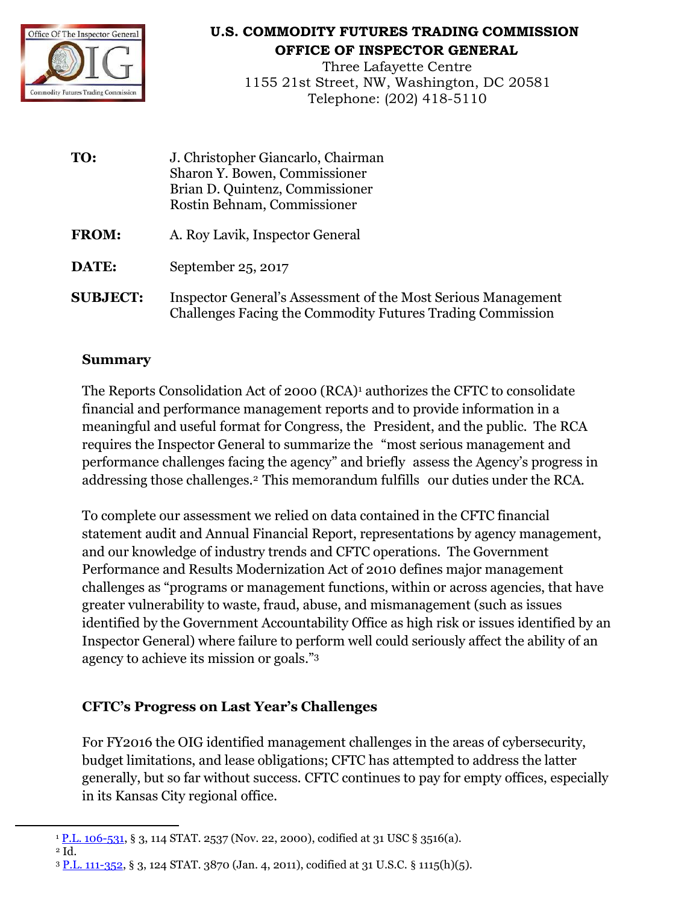**U.S. COMMODITY FUTURES TRADING COMMISSION**
**OFFICE OF INSPECTOR GENERAL**
Three Lafayette Centre
1155 21st Street, NW, Washington, DC 20581
Telephone: (202) 418-5110

**TO:** J. Christopher Giancarlo, Chairman
Sharon Y. Bowen, Commissioner
Brian D. Quintenz, Commissioner
Rostin Behnam, Commissioner

**FROM:** A. Roy Lavik, Inspector General

**DATE:** September 25, 2017

**SUBJECT:** Inspector General's Assessment of the Most Serious Management Challenges Facing the Commodity Futures Trading Commission

## Summary

The Reports Consolidation Act of 2000 (RCA)[1] authorizes the CFTC to consolidate financial and performance management reports and to provide information in a meaningful and useful format for Congress, the President, and the public. The RCA requires the Inspector General to summarize the "most serious management and performance challenges facing the agency" and briefly assess the Agency's progress in addressing those challenges.[2] This memorandum fulfills our duties under the RCA.

To complete our assessment we relied on data contained in the CFTC financial statement audit and Annual Financial Report, representations by agency management, and our knowledge of industry trends and CFTC operations. The Government Performance and Results Modernization Act of 2010 defines major management challenges as "programs or management functions, within or across agencies, that have greater vulnerability to waste, fraud, abuse, and mismanagement (such as issues identified by the Government Accountability Office as high risk or issues identified by an Inspector General) where failure to perform well could seriously affect the ability of an agency to achieve its mission or goals."[3]

## CFTC's Progress on Last Year's Challenges

For FY2016 the OIG identified management challenges in the areas of cybersecurity, budget limitations, and lease obligations; CFTC has attempted to address the latter generally, but so far without success. CFTC continues to pay for empty offices, especially in its Kansas City regional office.

---

[1] P.L. 106-531, § 3, 114 STAT. 2537 (Nov. 22, 2000), codified at 31 USC § 3516(a).
[2] Id.
[3] P.L. 111-352, § 3, 124 STAT. 3870 (Jan. 4, 2011), codified at 31 U.S.C. § 1115(h)(5).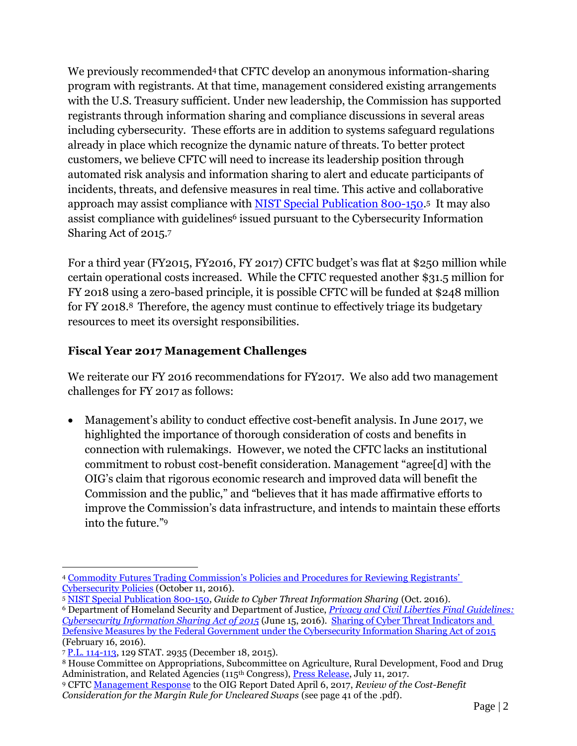We previously recommended[4] that CFTC develop an anonymous information-sharing program with registrants. At that time, management considered existing arrangements with the U.S. Treasury sufficient. Under new leadership, the Commission has supported registrants through information sharing and compliance discussions in several areas including cybersecurity. These efforts are in addition to systems safeguard regulations already in place which recognize the dynamic nature of threats. To better protect customers, we believe CFTC will need to increase its leadership position through automated risk analysis and information sharing to alert and educate participants of incidents, threats, and defensive measures in real time. This active and collaborative approach may assist compliance with NIST Special Publication 800-150.[5] It may also assist compliance with guidelines[6] issued pursuant to the Cybersecurity Information Sharing Act of 2015.[7]

For a third year (FY2015, FY2016, FY 2017) CFTC budget's was flat at $250 million while certain operational costs increased. While the CFTC requested another $31.5 million for FY 2018 using a zero-based principle, it is possible CFTC will be funded at $248 million for FY 2018.[8] Therefore, the agency must continue to effectively triage its budgetary resources to meet its oversight responsibilities.

### Fiscal Year 2017 Management Challenges

We reiterate our FY 2016 recommendations for FY2017. We also add two management challenges for FY 2017 as follows:

- Management's ability to conduct effective cost-benefit analysis. In June 2017, we highlighted the importance of thorough consideration of costs and benefits in connection with rulemakings. However, we noted the CFTC lacks an institutional commitment to robust cost-benefit consideration. Management "agree[d] with the OIG's claim that rigorous economic research and improved data will benefit the Commission and the public," and "believes that it has made affirmative efforts to improve the Commission's data infrastructure, and intends to maintain these efforts into the future."[9]

---

[4] Commodity Futures Trading Commission's Policies and Procedures for Reviewing Registrants' Cybersecurity Policies (October 11, 2016).

[5] NIST Special Publication 800-150, *Guide to Cyber Threat Information Sharing* (Oct. 2016).

[6] Department of Homeland Security and Department of Justice, *Privacy and Civil Liberties Final Guidelines: Cybersecurity Information Sharing Act of 2015* (June 15, 2016). Sharing of Cyber Threat Indicators and Defensive Measures by the Federal Government under the Cybersecurity Information Sharing Act of 2015 (February 16, 2016).

[7] P.L. 114-113, 129 STAT. 2935 (December 18, 2015).

[8] House Committee on Appropriations, Subcommittee on Agriculture, Rural Development, Food and Drug Administration, and Related Agencies (115th Congress), Press Release, July 11, 2017.

[9] CFTC Management Response to the OIG Report Dated April 6, 2017, *Review of the Cost-Benefit Consideration for the Margin Rule for Uncleared Swaps* (see page 41 of the .pdf).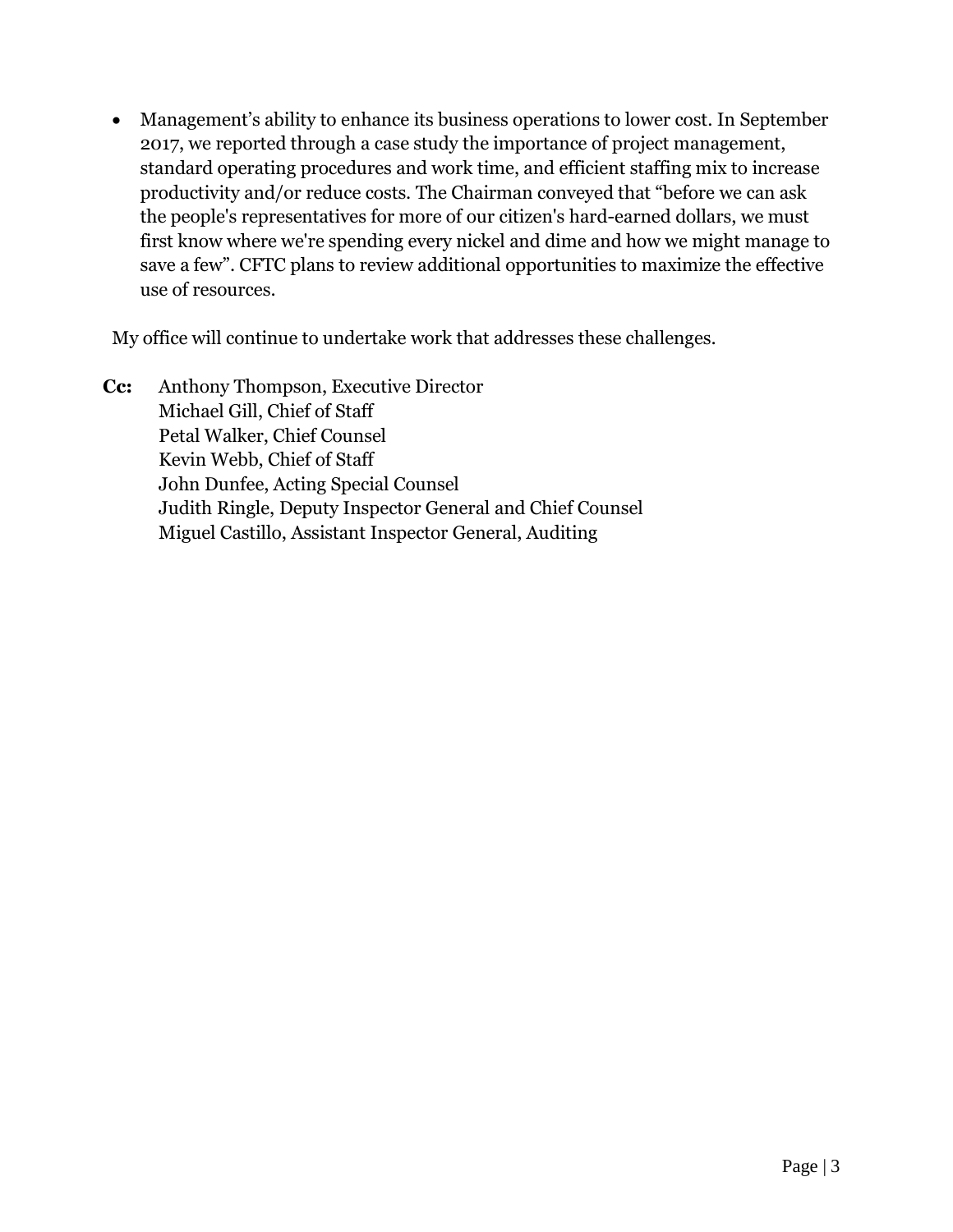- Management's ability to enhance its business operations to lower cost. In September 2017, we reported through a case study the importance of project management, standard operating procedures and work time, and efficient staffing mix to increase productivity and/or reduce costs. The Chairman conveyed that "before we can ask the people's representatives for more of our citizen's hard-earned dollars, we must first know where we're spending every nickel and dime and how we might manage to save a few". CFTC plans to review additional opportunities to maximize the effective use of resources.

My office will continue to undertake work that addresses these challenges.

**Cc:** Anthony Thompson, Executive Director
Michael Gill, Chief of Staff
Petal Walker, Chief Counsel
Kevin Webb, Chief of Staff
John Dunfee, Acting Special Counsel
Judith Ringle, Deputy Inspector General and Chief Counsel
Miguel Castillo, Assistant Inspector General, Auditing